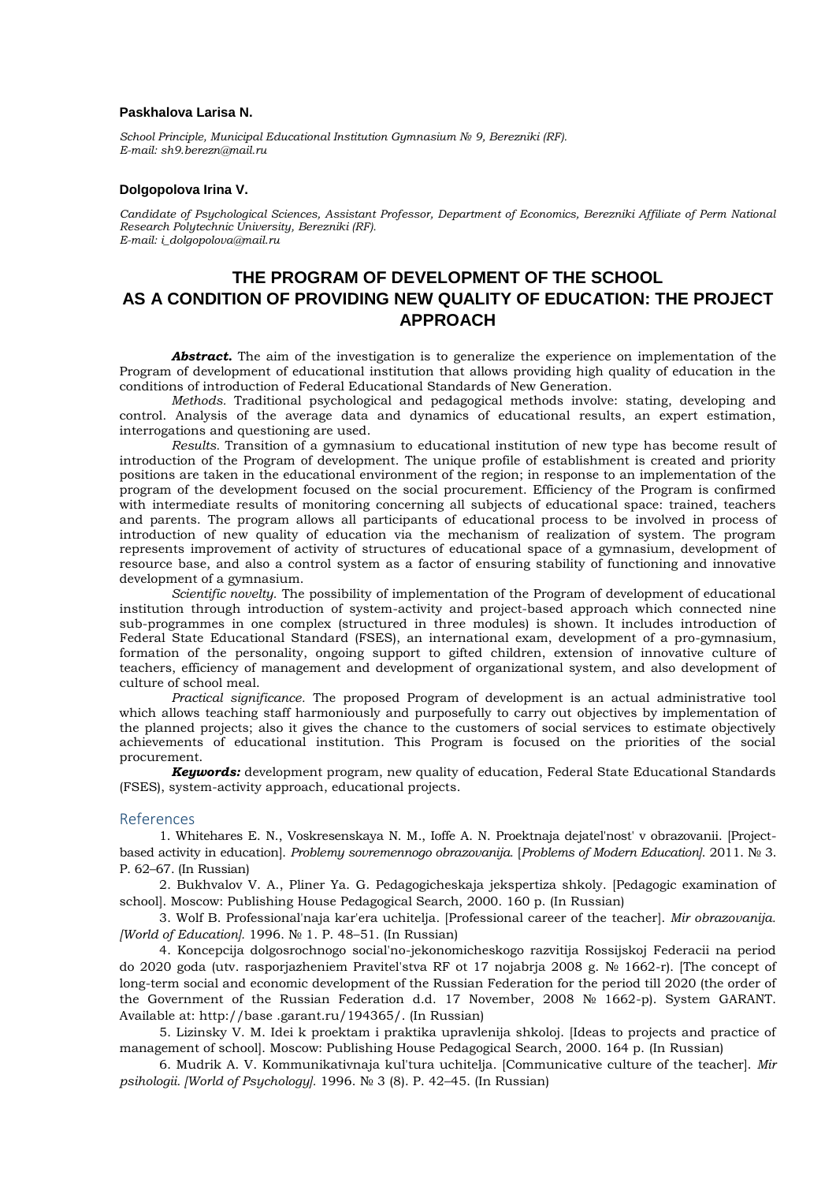**Paskhalova Larisa N.**

*School Principle, Municipal Educational Institution Gymnasium № 9, Berezniki (RF).*
*E-mail: sh9.berezn@mail.ru*

**Dolgopolova Irina V.**

*Candidate of Psychological Sciences, Assistant Professor, Department of Economics, Berezniki Affiliate of Perm National Research Polytechnic University, Berezniki (RF).*
*E-mail: i_dolgopolova@mail.ru*

# THE PROGRAM OF DEVELOPMENT OF THE SCHOOL AS A CONDITION OF PROVIDING NEW QUALITY OF EDUCATION: THE PROJECT APPROACH

***Abstract.*** The aim of the investigation is to generalize the experience on implementation of the Program of development of educational institution that allows providing high quality of education in the conditions of introduction of Federal Educational Standards of New Generation.

*Methods.* Traditional psychological and pedagogical methods involve: stating, developing and control. Analysis of the average data and dynamics of educational results, an expert estimation, interrogations and questioning are used.

*Results.* Transition of a gymnasium to educational institution of new type has become result of introduction of the Program of development. The unique profile of establishment is created and priority positions are taken in the educational environment of the region; in response to an implementation of the program of the development focused on the social procurement. Efficiency of the Program is confirmed with intermediate results of monitoring concerning all subjects of educational space: trained, teachers and parents. The program allows all participants of educational process to be involved in process of introduction of new quality of education via the mechanism of realization of system. The program represents improvement of activity of structures of educational space of a gymnasium, development of resource base, and also a control system as a factor of ensuring stability of functioning and innovative development of a gymnasium.

*Scientific novelty.* The possibility of implementation of the Program of development of educational institution through introduction of system-activity and project-based approach which connected nine sub-programmes in one complex (structured in three modules) is shown. It includes introduction of Federal State Educational Standard (FSES), an international exam, development of a pro-gymnasium, formation of the personality, ongoing support to gifted children, extension of innovative culture of teachers, efficiency of management and development of organizational system, and also development of culture of school meal.

*Practical significance.* The proposed Program of development is an actual administrative tool which allows teaching staff harmoniously and purposefully to carry out objectives by implementation of the planned projects; also it gives the chance to the customers of social services to estimate objectively achievements of educational institution. This Program is focused on the priorities of the social procurement.

***Keywords:*** development program, new quality of education, Federal State Educational Standards (FSES), system-activity approach, educational projects.

## References

1. Whitehares E. N., Voskresenskaya N. M., Ioffe A. N. Proektnaja dejatel'nost' v obrazovanii. [Project-based activity in education]. *Problemy sovremennogo obrazovanija.* [*Problems of Modern Education].* 2011. № 3. P. 62–67. (In Russian)

2. Bukhvalov V. A., Pliner Ya. G. Pedagogicheskaja jekspertiza shkoly. [Pedagogic examination of school]. Moscow: Publishing House Pedagogical Search, 2000. 160 p. (In Russian)

3. Wolf B. Professional'naja kar'era uchitelja. [Professional career of the teacher]. *Mir obrazovanija. [World of Education].* 1996. № 1. P. 48–51. (In Russian)

4. Koncepcija dolgosrochnogo social'no-jekonomicheskogo razvitija Rossijskoj Federacii na period do 2020 goda (utv. rasporjazheniem Pravitel'stva RF ot 17 nojabrja 2008 g. № 1662-r). [The concept of long-term social and economic development of the Russian Federation for the period till 2020 (the order of the Government of the Russian Federation d.d. 17 November, 2008 № 1662-p). System GARANT. Available at: http://base .garant.ru/194365/. (In Russian)

5. Lizinsky V. M. Idei k proektam i praktika upravlenija shkoloj. [Ideas to projects and practice of management of school]. Moscow: Publishing House Pedagogical Search, 2000. 164 p. (In Russian)

6. Mudrik A. V. Kommunikativnaja kul'tura uchitelja. [Communicative culture of the teacher]. *Mir psihologii. [World of Psychology].* 1996. № 3 (8). P. 42–45. (In Russian)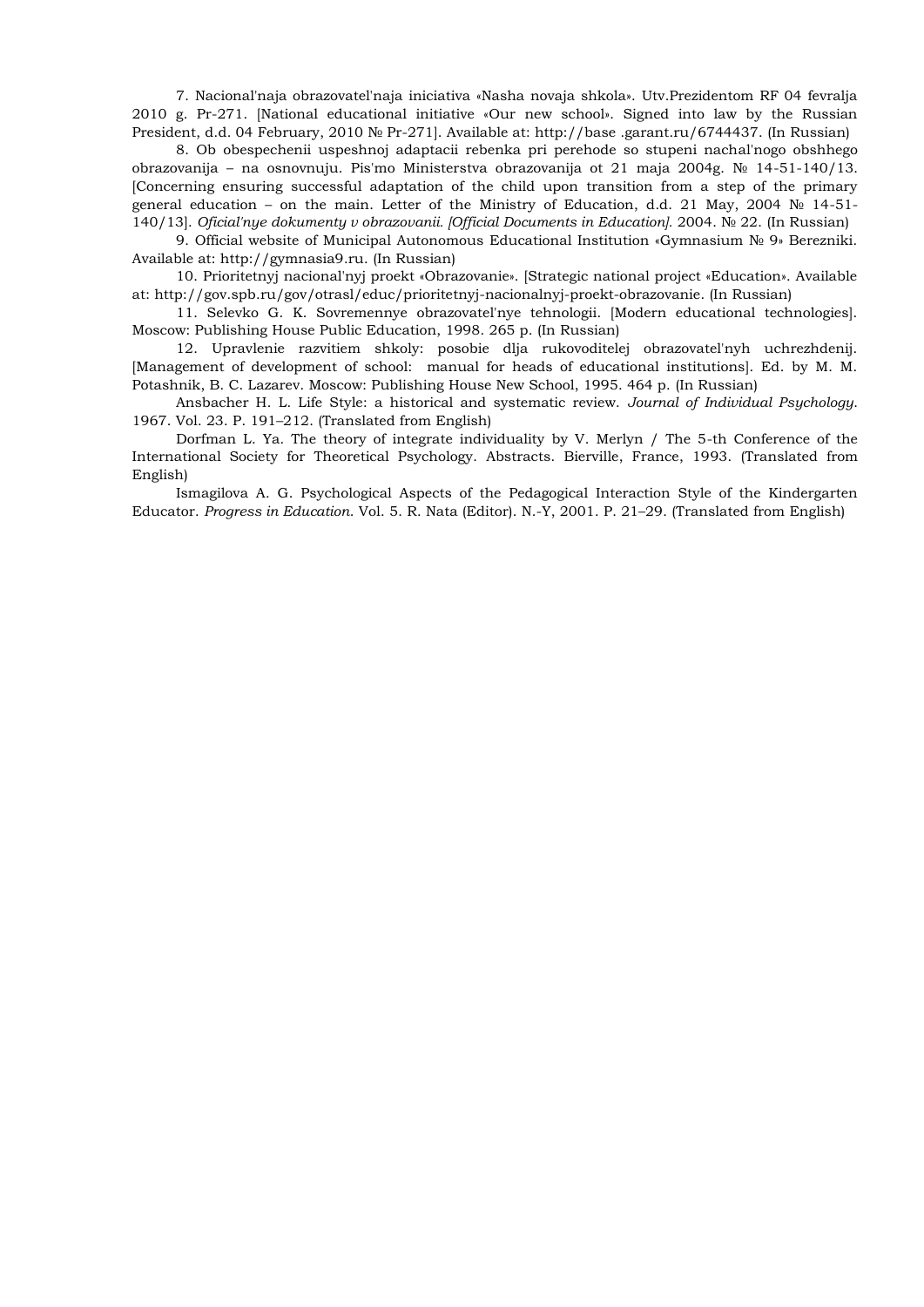7. Nacional'naja obrazovatel'naja iniciativa «Nasha novaja shkola». Utv.Prezidentom RF 04 fevralja 2010 g. Pr-271. [National educational initiative «Our new school». Signed into law by the Russian President, d.d. 04 February, 2010 № Pr-271]. Available at: http://base .garant.ru/6744437. (In Russian)

8. Ob obespechenii uspeshnoj adaptacii rebenka pri perehode so stupeni nachal'nogo obshhego obrazovanija – na osnovnuju. Pis'mo Ministerstva obrazovanija ot 21 maja 2004g. № 14-51-140/13. [Concerning ensuring successful adaptation of the child upon transition from a step of the primary general education – on the main. Letter of the Ministry of Education, d.d. 21 May, 2004 № 14-51-140/13]. *Oficial'nye dokumenty v obrazovanii. [Official Documents in Education].* 2004. № 22. (In Russian)

9. Official website of Municipal Autonomous Educational Institution «Gymnasium № 9» Berezniki. Available at: http://gymnasia9.ru. (In Russian)

10. Prioritetnyj nacional'nyj proekt «Obrazovanie». [Strategic national project «Education». Available at: http://gov.spb.ru/gov/otrasl/educ/prioritetnyj-nacionalnyj-proekt-obrazovanie. (In Russian)

11. Selevko G. K. Sovremennye obrazovatel'nye tehnologii. [Modern educational technologies]. Moscow: Publishing House Public Education, 1998. 265 p. (In Russian)

12. Upravlenie razvitiem shkoly: posobie dlja rukovoditelej obrazovatel'nyh uchrezhdenij. [Management of development of school: manual for heads of educational institutions]. Ed. by M. M. Potashnik, B. C. Lazarev. Moscow: Publishing House New School, 1995. 464 p. (In Russian)

Ansbacher H. L. Life Style: a historical and systematic review. *Journal of Individual Psychology*. 1967. Vol. 23. P. 191–212. (Translated from English)

Dorfman L. Ya. The theory of integrate individuality by V. Merlyn / The 5-th Conference of the International Society for Theoretical Psychology. Abstracts. Bierville, France, 1993. (Translated from English)

Ismagilova A. G. Psychological Aspects of the Pedagogical Interaction Style of the Kindergarten Educator. *Progress in Education*. Vol. 5. R. Nata (Editor). N.-Y, 2001. P. 21–29. (Translated from English)